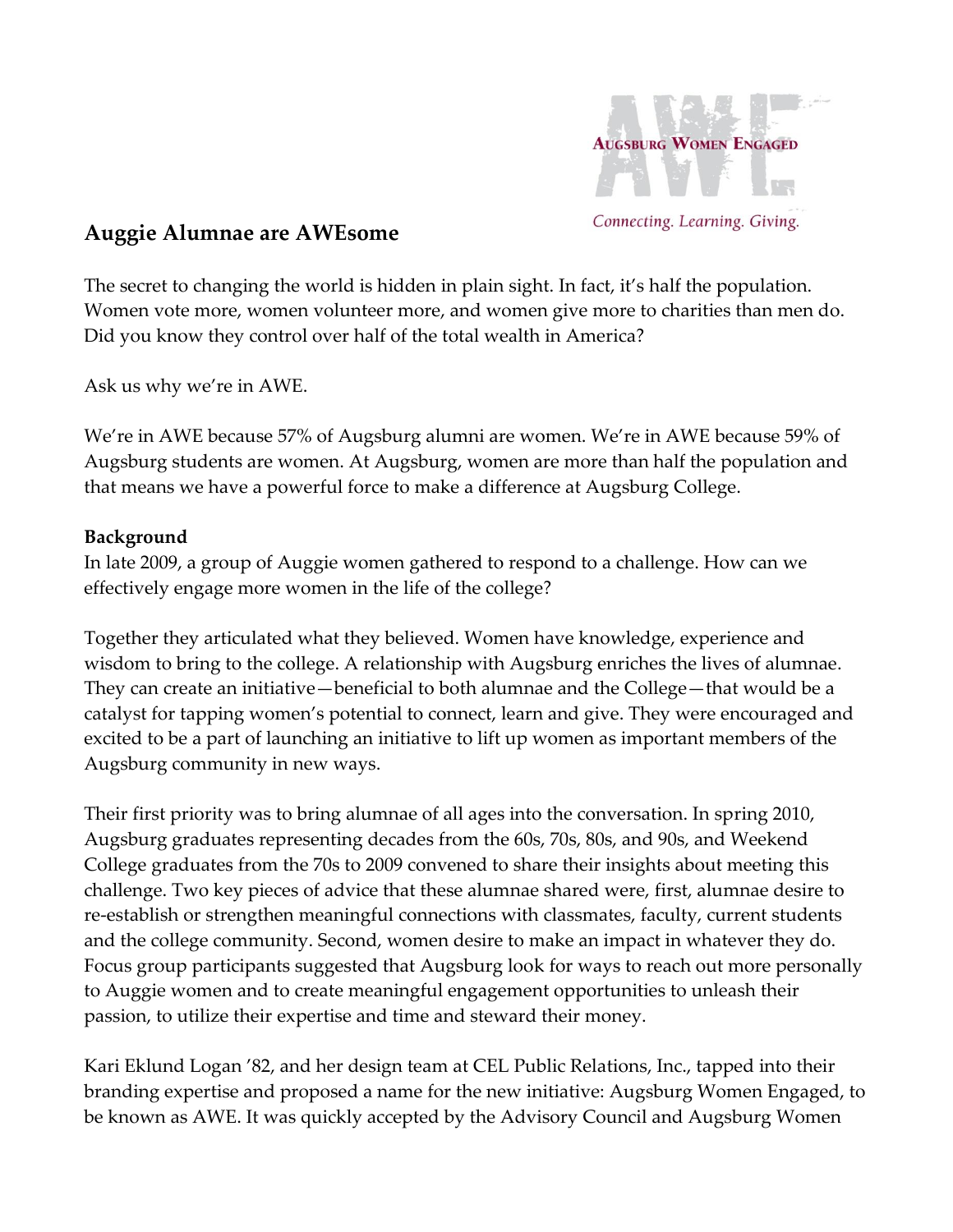AUGSBURG WOMEN ENGAGED

*Connecting. Learning. Giving.*

## Auggie Alumnae are AWEsome

The secret to changing the world is hidden in plain sight. In fact, it's half the population. Women vote more, women volunteer more, and women give more to charities than men do. Did you know they control over half of the total wealth in America?

Ask us why we're in AWE.

We're in AWE because 57% of Augsburg alumni are women. We're in AWE because 59% of Augsburg students are women. At Augsburg, women are more than half the population and that means we have a powerful force to make a difference at Augsburg College.

**Background**

In late 2009, a group of Auggie women gathered to respond to a challenge. How can we effectively engage more women in the life of the college?

Together they articulated what they believed. Women have knowledge, experience and wisdom to bring to the college. A relationship with Augsburg enriches the lives of alumnae. They can create an initiative—beneficial to both alumnae and the College—that would be a catalyst for tapping women's potential to connect, learn and give. They were encouraged and excited to be a part of launching an initiative to lift up women as important members of the Augsburg community in new ways.

Their first priority was to bring alumnae of all ages into the conversation. In spring 2010, Augsburg graduates representing decades from the 60s, 70s, 80s, and 90s, and Weekend College graduates from the 70s to 2009 convened to share their insights about meeting this challenge. Two key pieces of advice that these alumnae shared were, first, alumnae desire to re-establish or strengthen meaningful connections with classmates, faculty, current students and the college community. Second, women desire to make an impact in whatever they do. Focus group participants suggested that Augsburg look for ways to reach out more personally to Auggie women and to create meaningful engagement opportunities to unleash their passion, to utilize their expertise and time and steward their money.

Kari Eklund Logan '82, and her design team at CEL Public Relations, Inc., tapped into their branding expertise and proposed a name for the new initiative: Augsburg Women Engaged, to be known as AWE. It was quickly accepted by the Advisory Council and Augsburg Women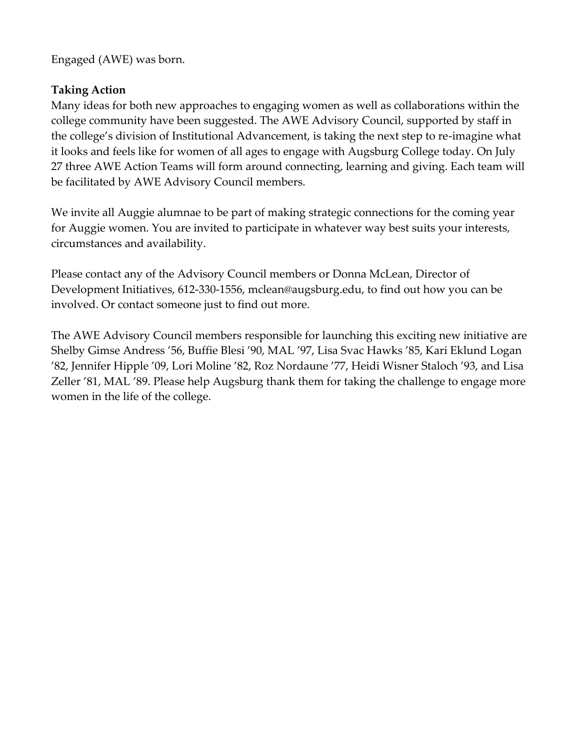Engaged (AWE) was born.

**Taking Action**

Many ideas for both new approaches to engaging women as well as collaborations within the college community have been suggested. The AWE Advisory Council, supported by staff in the college's division of Institutional Advancement, is taking the next step to re-imagine what it looks and feels like for women of all ages to engage with Augsburg College today. On July 27 three AWE Action Teams will form around connecting, learning and giving. Each team will be facilitated by AWE Advisory Council members.

We invite all Auggie alumnae to be part of making strategic connections for the coming year for Auggie women. You are invited to participate in whatever way best suits your interests, circumstances and availability.

Please contact any of the Advisory Council members or Donna McLean, Director of Development Initiatives, 612-330-1556, mclean@augsburg.edu, to find out how you can be involved. Or contact someone just to find out more.

The AWE Advisory Council members responsible for launching this exciting new initiative are Shelby Gimse Andress '56, Buffie Blesi '90, MAL '97, Lisa Svac Hawks '85, Kari Eklund Logan '82, Jennifer Hipple '09, Lori Moline '82, Roz Nordaune '77, Heidi Wisner Staloch '93, and Lisa Zeller '81, MAL '89. Please help Augsburg thank them for taking the challenge to engage more women in the life of the college.